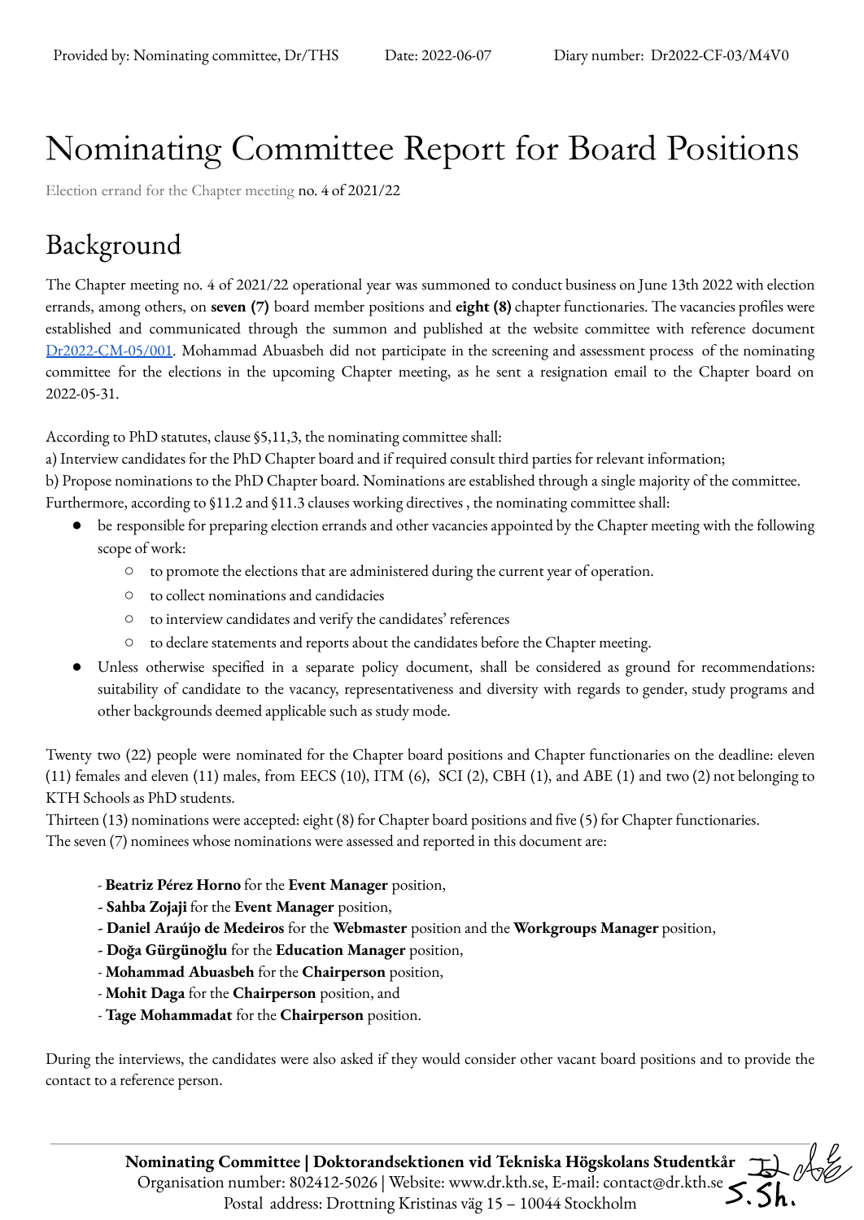Provided by: Nominating committee, Dr/THS Date: 2022-06-07 Diary number: Dr2022-CF-03/M4V0

# Nominating Committee Report for Board Positions

Election errand for the Chapter meeting no. 4 of 2021/22

## Background

The Chapter meeting no. 4 of 2021/22 operational year was summoned to conduct business on June 13th 2022 with election errands, among others, on **seven (7)** board member positions and **eight (8)** chapter functionaries. The vacancies profiles were established and communicated through the summon and published at the website committee with reference document [Dr2022-CM-05/001](). Mohammad Abuasbeh did not participate in the screening and assessment process of the nominating committee for the elections in the upcoming Chapter meeting, as he sent a resignation email to the Chapter board on 2022-05-31.

According to PhD statutes, clause §5,11,3, the nominating committee shall:
a) Interview candidates for the PhD Chapter board and if required consult third parties for relevant information;
b) Propose nominations to the PhD Chapter board. Nominations are established through a single majority of the committee.
Furthermore, according to §11.2 and §11.3 clauses working directives , the nominating committee shall:

- be responsible for preparing election errands and other vacancies appointed by the Chapter meeting with the following scope of work:
  - to promote the elections that are administered during the current year of operation.
  - to collect nominations and candidacies
  - to interview candidates and verify the candidates' references
  - to declare statements and reports about the candidates before the Chapter meeting.
- Unless otherwise specified in a separate policy document, shall be considered as ground for recommendations: suitability of candidate to the vacancy, representativeness and diversity with regards to gender, study programs and other backgrounds deemed applicable such as study mode.

Twenty two (22) people were nominated for the Chapter board positions and Chapter functionaries on the deadline: eleven (11) females and eleven (11) males, from EECS (10), ITM (6), SCI (2), CBH (1), and ABE (1) and two (2) not belonging to KTH Schools as PhD students.
Thirteen (13) nominations were accepted: eight (8) for Chapter board positions and five (5) for Chapter functionaries.
The seven (7) nominees whose nominations were assessed and reported in this document are:

- **Beatriz Pérez Horno** for the **Event Manager** position,
- **Sahba Zojaji** for the **Event Manager** position,
- **Daniel Araújo de Medeiros** for the **Webmaster** position and the **Workgroups Manager** position,
- **Doğa Gürgünoğlu** for the **Education Manager** position,
- **Mohammad Abuasbeh** for the **Chairperson** position,
- **Mohit Daga** for the **Chairperson** position, and
- **Tage Mohammadat** for the **Chairperson** position.

During the interviews, the candidates were also asked if they would consider other vacant board positions and to provide the contact to a reference person.

**Nominating Committee | Doktorandsektionen vid Tekniska Högskolans Studentkår**
Organisation number: 802412-5026 | Website: www.dr.kth.se, E-mail: contact@dr.kth.se
Postal address: Drottning Kristinas väg 15 – 10044 Stockholm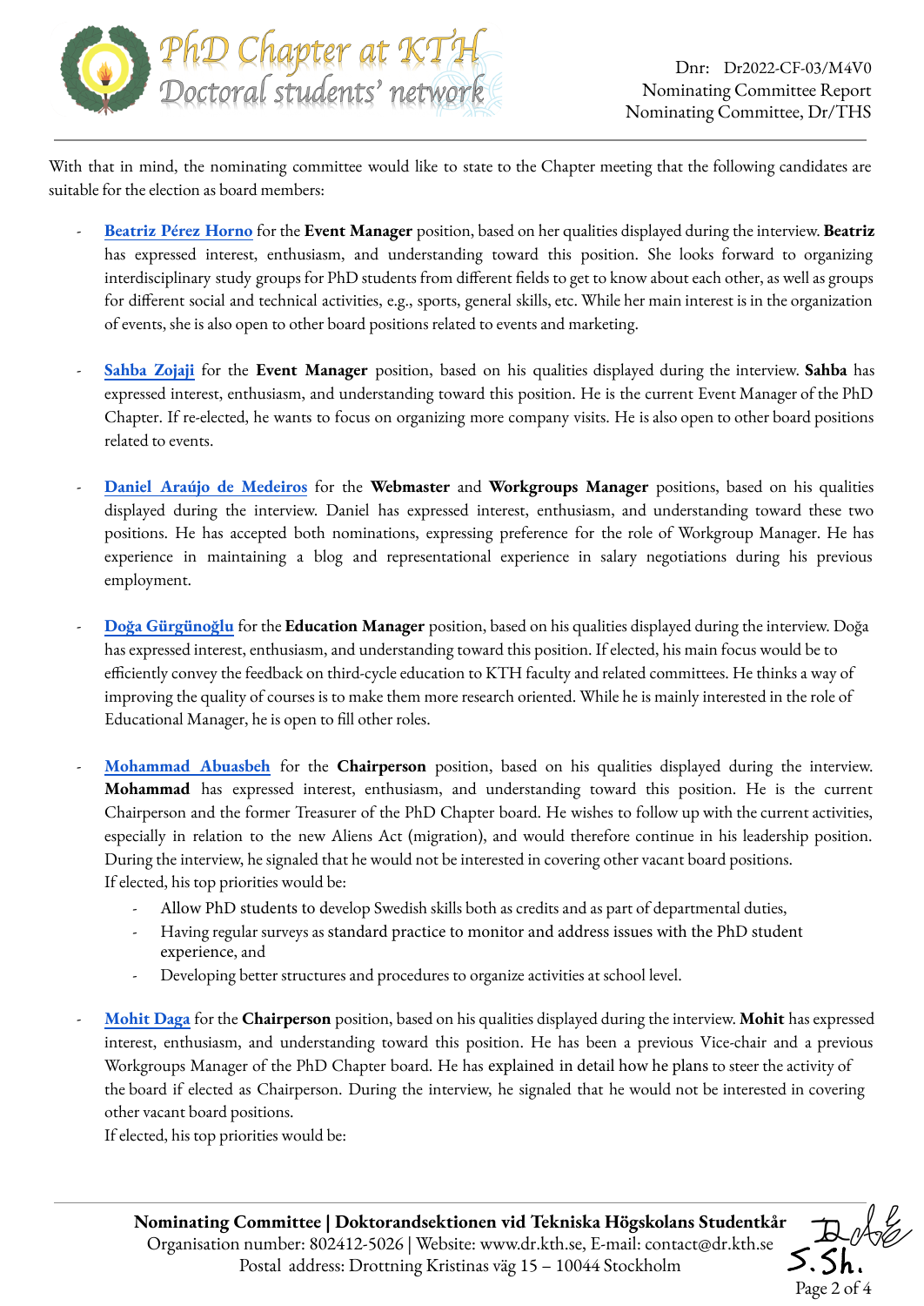With that in mind, the nominating committee would like to state to the Chapter meeting that the following candidates are suitable for the election as board members:

- Beatriz Pérez Horno for the **Event Manager** position, based on her qualities displayed during the interview. **Beatriz** has expressed interest, enthusiasm, and understanding toward this position. She looks forward to organizing interdisciplinary study groups for PhD students from different fields to get to know about each other, as well as groups for different social and technical activities, e.g., sports, general skills, etc. While her main interest is in the organization of events, she is also open to other board positions related to events and marketing.

- Sahba Zojaji for the **Event Manager** position, based on his qualities displayed during the interview. **Sahba** has expressed interest, enthusiasm, and understanding toward this position. He is the current Event Manager of the PhD Chapter. If re-elected, he wants to focus on organizing more company visits. He is also open to other board positions related to events.

- Daniel Araújo de Medeiros for the **Webmaster** and **Workgroups Manager** positions, based on his qualities displayed during the interview. Daniel has expressed interest, enthusiasm, and understanding toward these two positions. He has accepted both nominations, expressing preference for the role of Workgroup Manager. He has experience in maintaining a blog and representational experience in salary negotiations during his previous employment.

- Doğa Gürgünoğlu for the **Education Manager** position, based on his qualities displayed during the interview. Doğa has expressed interest, enthusiasm, and understanding toward this position. If elected, his main focus would be to efficiently convey the feedback on third-cycle education to KTH faculty and related committees. He thinks a way of improving the quality of courses is to make them more research oriented. While he is mainly interested in the role of Educational Manager, he is open to fill other roles.

- Mohammad Abuasbeh for the **Chairperson** position, based on his qualities displayed during the interview. **Mohammad** has expressed interest, enthusiasm, and understanding toward this position. He is the current Chairperson and the former Treasurer of the PhD Chapter board. He wishes to follow up with the current activities, especially in relation to the new Aliens Act (migration), and would therefore continue in his leadership position. During the interview, he signaled that he would not be interested in covering other vacant board positions.
  If elected, his top priorities would be:
  - Allow PhD students to develop Swedish skills both as credits and as part of departmental duties,
  - Having regular surveys as standard practice to monitor and address issues with the PhD student experience, and
  - Developing better structures and procedures to organize activities at school level.

- Mohit Daga for the **Chairperson** position, based on his qualities displayed during the interview. **Mohit** has expressed interest, enthusiasm, and understanding toward this position. He has been a previous Vice-chair and a previous Workgroups Manager of the PhD Chapter board. He has explained in detail how he plans to steer the activity of the board if elected as Chairperson. During the interview, he signaled that he would not be interested in covering other vacant board positions.
  If elected, his top priorities would be: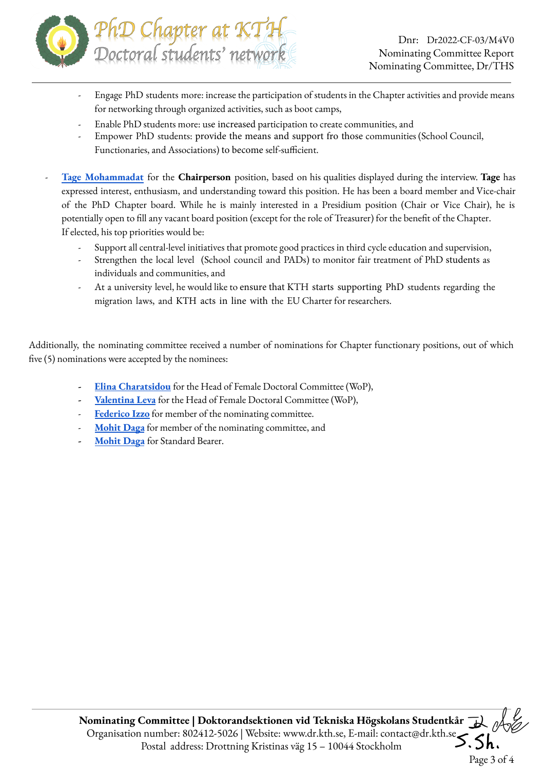- Engage PhD students more: increase the participation of students in the Chapter activities and provide means for networking through organized activities, such as boot camps,
- Enable PhD students more: use increased participation to create communities, and
- Empower PhD students: provide the means and support fro those communities (School Council, Functionaries, and Associations) to become self-sufficient.

- [Tage Mohammadat]() for the **Chairperson** position, based on his qualities displayed during the interview. **Tage** has expressed interest, enthusiasm, and understanding toward this position. He has been a board member and Vice-chair of the PhD Chapter board. While he is mainly interested in a Presidium position (Chair or Vice Chair), he is potentially open to fill any vacant board position (except for the role of Treasurer) for the benefit of the Chapter. If elected, his top priorities would be:
  - Support all central-level initiatives that promote good practices in third cycle education and supervision,
  - Strengthen the local level (School council and PADs) to monitor fair treatment of PhD students as individuals and communities, and
  - At a university level, he would like to ensure that KTH starts supporting PhD students regarding the migration laws, and KTH acts in line with the EU Charter for researchers.

Additionally, the nominating committee received a number of nominations for Chapter functionary positions, out of which five (5) nominations were accepted by the nominees:

- **[Elina Charatsidou]()** for the Head of Female Doctoral Committee (WoP),
- **[Valentina Leva]()** for the Head of Female Doctoral Committee (WoP),
- **[Federico Izzo]()** for member of the nominating committee.
- **[Mohit Daga]()** for member of the nominating committee, and
- **[Mohit Daga]()** for Standard Bearer.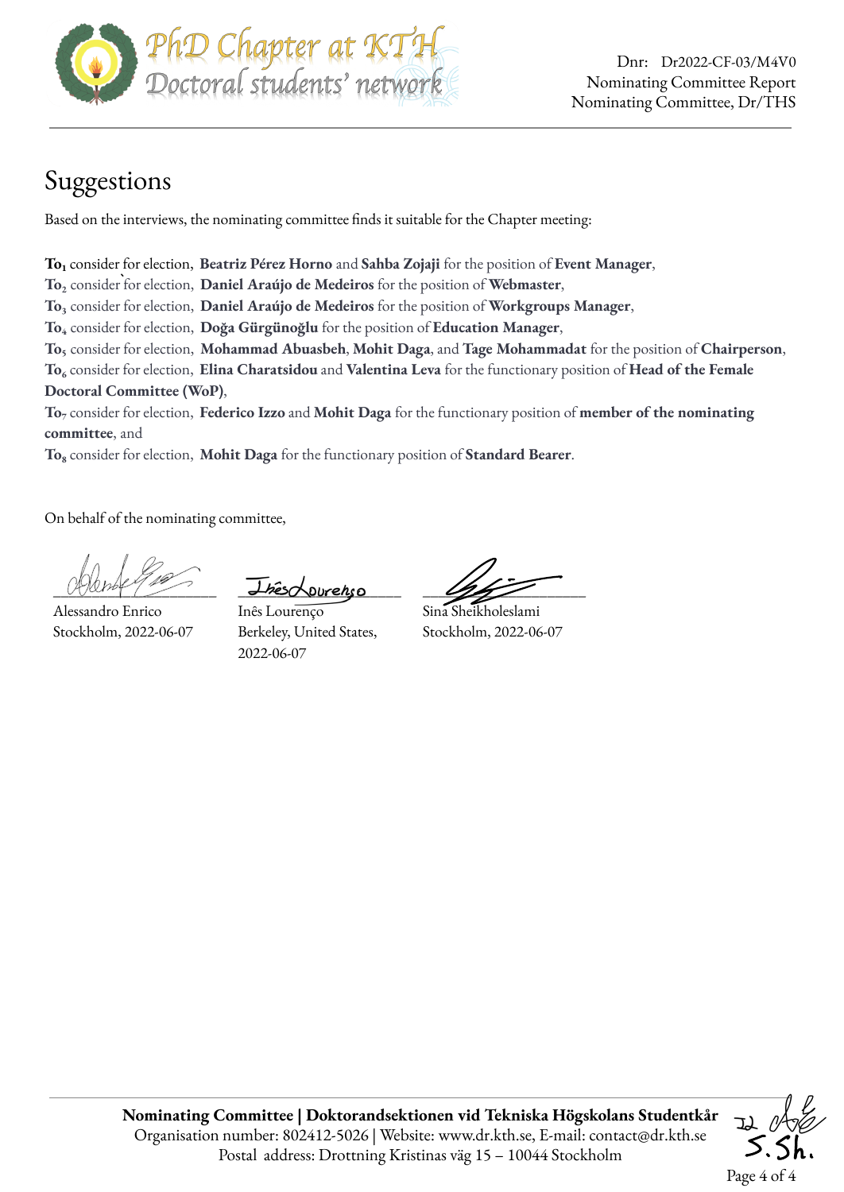## Suggestions

Based on the interviews, the nominating committee finds it suitable for the Chapter meeting:

**To$_1$** consider for election, **Beatriz Pérez Horno** and **Sahba Zojaji** for the position of **Event Manager**,
**To$_2$** consider for election, **Daniel Araújo de Medeiros** for the position of **Webmaster**,
**To$_3$** consider for election, **Daniel Araújo de Medeiros** for the position of **Workgroups Manager**,
**To$_4$** consider for election, **Doğa Gürgünoğlu** for the position of **Education Manager**,
**To$_5$** consider for election, **Mohammad Abuasbeh**, **Mohit Daga**, and **Tage Mohammadat** for the position of **Chairperson**,
**To$_6$** consider for election, **Elina Charatsidou** and **Valentina Leva** for the functionary position of **Head of the Female Doctoral Committee (WoP)**,
**To$_7$** consider for election, **Federico Izzo** and **Mohit Daga** for the functionary position of **member of the nominating committee**, and
**To$_8$** consider for election, **Mohit Daga** for the functionary position of **Standard Bearer**.

On behalf of the nominating committee,

Alessandro Enrico
Stockholm, 2022-06-07

Inês Lourenço
Berkeley, United States, 2022-06-07

Sina Sheikholeslami
Stockholm, 2022-06-07